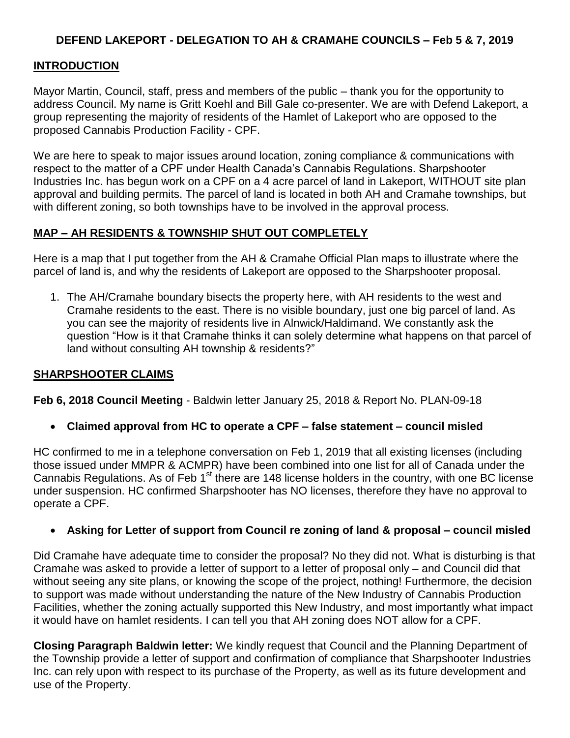# DEFEND LAKEPORT - DELEGATION TO AH & CRAMAHE COUNCILS – Feb 5 & 7, 2019

## INTRODUCTION

Mayor Martin, Council, staff, press and members of the public – thank you for the opportunity to address Council. My name is Gritt Koehl and Bill Gale co-presenter. We are with Defend Lakeport, a group representing the majority of residents of the Hamlet of Lakeport who are opposed to the proposed Cannabis Production Facility - CPF.

We are here to speak to major issues around location, zoning compliance & communications with respect to the matter of a CPF under Health Canada's Cannabis Regulations. Sharpshooter Industries Inc. has begun work on a CPF on a 4 acre parcel of land in Lakeport, WITHOUT site plan approval and building permits. The parcel of land is located in both AH and Cramahe townships, but with different zoning, so both townships have to be involved in the approval process.

## MAP – AH RESIDENTS & TOWNSHIP SHUT OUT COMPLETELY

Here is a map that I put together from the AH & Cramahe Official Plan maps to illustrate where the parcel of land is, and why the residents of Lakeport are opposed to the Sharpshooter proposal.

1. The AH/Cramahe boundary bisects the property here, with AH residents to the west and Cramahe residents to the east. There is no visible boundary, just one big parcel of land. As you can see the majority of residents live in Alnwick/Haldimand. We constantly ask the question "How is it that Cramahe thinks it can solely determine what happens on that parcel of land without consulting AH township & residents?"

## SHARPSHOOTER CLAIMS

**Feb 6, 2018 Council Meeting** - Baldwin letter January 25, 2018 & Report No. PLAN-09-18

- **Claimed approval from HC to operate a CPF – false statement – council misled**

HC confirmed to me in a telephone conversation on Feb 1, 2019 that all existing licenses (including those issued under MMPR & ACMPR) have been combined into one list for all of Canada under the Cannabis Regulations. As of Feb 1st there are 148 license holders in the country, with one BC license under suspension. HC confirmed Sharpshooter has NO licenses, therefore they have no approval to operate a CPF.

- **Asking for Letter of support from Council re zoning of land & proposal – council misled**

Did Cramahe have adequate time to consider the proposal? No they did not. What is disturbing is that Cramahe was asked to provide a letter of support to a letter of proposal only – and Council did that without seeing any site plans, or knowing the scope of the project, nothing! Furthermore, the decision to support was made without understanding the nature of the New Industry of Cannabis Production Facilities, whether the zoning actually supported this New Industry, and most importantly what impact it would have on hamlet residents. I can tell you that AH zoning does NOT allow for a CPF.

**Closing Paragraph Baldwin letter:** We kindly request that Council and the Planning Department of the Township provide a letter of support and confirmation of compliance that Sharpshooter Industries Inc. can rely upon with respect to its purchase of the Property, as well as its future development and use of the Property.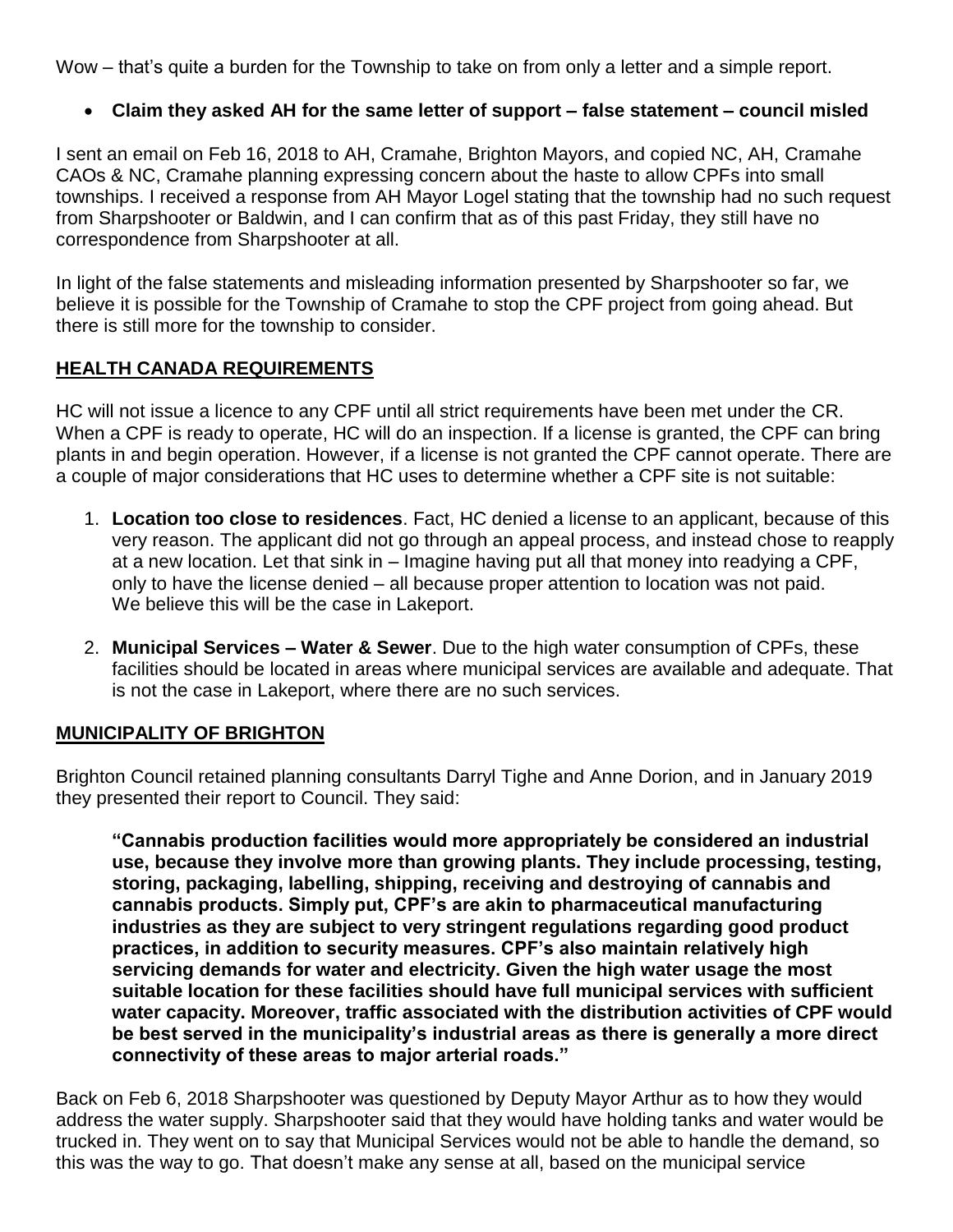Wow – that's quite a burden for the Township to take on from only a letter and a simple report.

- **Claim they asked AH for the same letter of support – false statement – council misled**

I sent an email on Feb 16, 2018 to AH, Cramahe, Brighton Mayors, and copied NC, AH, Cramahe CAOs & NC, Cramahe planning expressing concern about the haste to allow CPFs into small townships. I received a response from AH Mayor Logel stating that the township had no such request from Sharpshooter or Baldwin, and I can confirm that as of this past Friday, they still have no correspondence from Sharpshooter at all.

In light of the false statements and misleading information presented by Sharpshooter so far, we believe it is possible for the Township of Cramahe to stop the CPF project from going ahead. But there is still more for the township to consider.

## HEALTH CANADA REQUIREMENTS

HC will not issue a licence to any CPF until all strict requirements have been met under the CR. When a CPF is ready to operate, HC will do an inspection. If a license is granted, the CPF can bring plants in and begin operation. However, if a license is not granted the CPF cannot operate. There are a couple of major considerations that HC uses to determine whether a CPF site is not suitable:

1. **Location too close to residences**. Fact, HC denied a license to an applicant, because of this very reason. The applicant did not go through an appeal process, and instead chose to reapply at a new location. Let that sink in – Imagine having put all that money into readying a CPF, only to have the license denied – all because proper attention to location was not paid. We believe this will be the case in Lakeport.
2. **Municipal Services – Water & Sewer**. Due to the high water consumption of CPFs, these facilities should be located in areas where municipal services are available and adequate. That is not the case in Lakeport, where there are no such services.

## MUNICIPALITY OF BRIGHTON

Brighton Council retained planning consultants Darryl Tighe and Anne Dorion, and in January 2019 they presented their report to Council. They said:

> **"Cannabis production facilities would more appropriately be considered an industrial use, because they involve more than growing plants. They include processing, testing, storing, packaging, labelling, shipping, receiving and destroying of cannabis and cannabis products. Simply put, CPF's are akin to pharmaceutical manufacturing industries as they are subject to very stringent regulations regarding good product practices, in addition to security measures. CPF's also maintain relatively high servicing demands for water and electricity. Given the high water usage the most suitable location for these facilities should have full municipal services with sufficient water capacity. Moreover, traffic associated with the distribution activities of CPF would be best served in the municipality's industrial areas as there is generally a more direct connectivity of these areas to major arterial roads."**

Back on Feb 6, 2018 Sharpshooter was questioned by Deputy Mayor Arthur as to how they would address the water supply. Sharpshooter said that they would have holding tanks and water would be trucked in. They went on to say that Municipal Services would not be able to handle the demand, so this was the way to go. That doesn't make any sense at all, based on the municipal service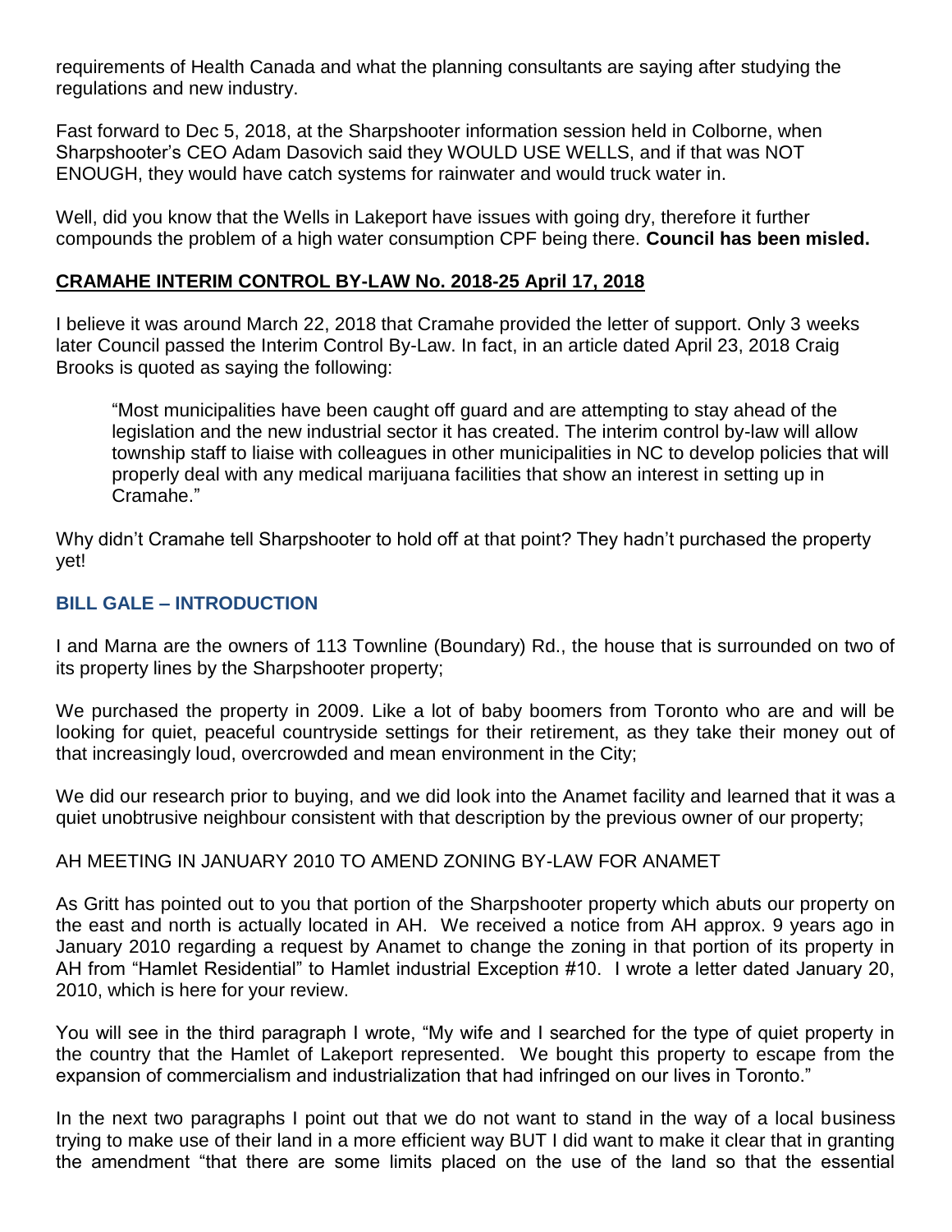requirements of Health Canada and what the planning consultants are saying after studying the regulations and new industry.

Fast forward to Dec 5, 2018, at the Sharpshooter information session held in Colborne, when Sharpshooter's CEO Adam Dasovich said they WOULD USE WELLS, and if that was NOT ENOUGH, they would have catch systems for rainwater and would truck water in.

Well, did you know that the Wells in Lakeport have issues with going dry, therefore it further compounds the problem of a high water consumption CPF being there. **Council has been misled.**

## CRAMAHE INTERIM CONTROL BY-LAW No. 2018-25 April 17, 2018

I believe it was around March 22, 2018 that Cramahe provided the letter of support. Only 3 weeks later Council passed the Interim Control By-Law. In fact, in an article dated April 23, 2018 Craig Brooks is quoted as saying the following:

> "Most municipalities have been caught off guard and are attempting to stay ahead of the legislation and the new industrial sector it has created. The interim control by-law will allow township staff to liaise with colleagues in other municipalities in NC to develop policies that will properly deal with any medical marijuana facilities that show an interest in setting up in Cramahe."

Why didn't Cramahe tell Sharpshooter to hold off at that point? They hadn't purchased the property yet!

## BILL GALE – INTRODUCTION

I and Marna are the owners of 113 Townline (Boundary) Rd., the house that is surrounded on two of its property lines by the Sharpshooter property;

We purchased the property in 2009. Like a lot of baby boomers from Toronto who are and will be looking for quiet, peaceful countryside settings for their retirement, as they take their money out of that increasingly loud, overcrowded and mean environment in the City;

We did our research prior to buying, and we did look into the Anamet facility and learned that it was a quiet unobtrusive neighbour consistent with that description by the previous owner of our property;

AH MEETING IN JANUARY 2010 TO AMEND ZONING BY-LAW FOR ANAMET

As Gritt has pointed out to you that portion of the Sharpshooter property which abuts our property on the east and north is actually located in AH. We received a notice from AH approx. 9 years ago in January 2010 regarding a request by Anamet to change the zoning in that portion of its property in AH from "Hamlet Residential" to Hamlet industrial Exception #10. I wrote a letter dated January 20, 2010, which is here for your review.

You will see in the third paragraph I wrote, "My wife and I searched for the type of quiet property in the country that the Hamlet of Lakeport represented. We bought this property to escape from the expansion of commercialism and industrialization that had infringed on our lives in Toronto."

In the next two paragraphs I point out that we do not want to stand in the way of a local business trying to make use of their land in a more efficient way BUT I did want to make it clear that in granting the amendment "that there are some limits placed on the use of the land so that the essential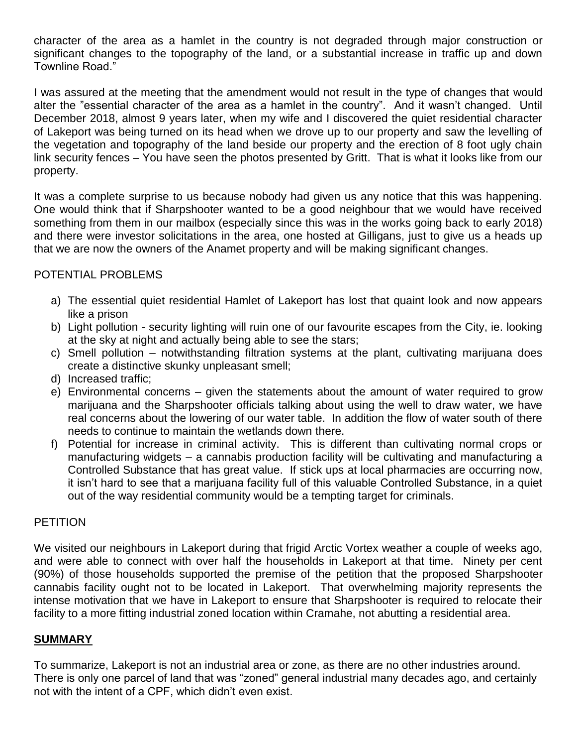character of the area as a hamlet in the country is not degraded through major construction or significant changes to the topography of the land, or a substantial increase in traffic up and down Townline Road."

I was assured at the meeting that the amendment would not result in the type of changes that would alter the "essential character of the area as a hamlet in the country". And it wasn't changed. Until December 2018, almost 9 years later, when my wife and I discovered the quiet residential character of Lakeport was being turned on its head when we drove up to our property and saw the levelling of the vegetation and topography of the land beside our property and the erection of 8 foot ugly chain link security fences – You have seen the photos presented by Gritt. That is what it looks like from our property.

It was a complete surprise to us because nobody had given us any notice that this was happening. One would think that if Sharpshooter wanted to be a good neighbour that we would have received something from them in our mailbox (especially since this was in the works going back to early 2018) and there were investor solicitations in the area, one hosted at Gilligans, just to give us a heads up that we are now the owners of the Anamet property and will be making significant changes.

POTENTIAL PROBLEMS

a) The essential quiet residential Hamlet of Lakeport has lost that quaint look and now appears like a prison
b) Light pollution - security lighting will ruin one of our favourite escapes from the City, ie. looking at the sky at night and actually being able to see the stars;
c) Smell pollution – notwithstanding filtration systems at the plant, cultivating marijuana does create a distinctive skunky unpleasant smell;
d) Increased traffic;
e) Environmental concerns – given the statements about the amount of water required to grow marijuana and the Sharpshooter officials talking about using the well to draw water, we have real concerns about the lowering of our water table. In addition the flow of water south of there needs to continue to maintain the wetlands down there.
f) Potential for increase in criminal activity. This is different than cultivating normal crops or manufacturing widgets – a cannabis production facility will be cultivating and manufacturing a Controlled Substance that has great value. If stick ups at local pharmacies are occurring now, it isn't hard to see that a marijuana facility full of this valuable Controlled Substance, in a quiet out of the way residential community would be a tempting target for criminals.

PETITION

We visited our neighbours in Lakeport during that frigid Arctic Vortex weather a couple of weeks ago, and were able to connect with over half the households in Lakeport at that time. Ninety per cent (90%) of those households supported the premise of the petition that the proposed Sharpshooter cannabis facility ought not to be located in Lakeport. That overwhelming majority represents the intense motivation that we have in Lakeport to ensure that Sharpshooter is required to relocate their facility to a more fitting industrial zoned location within Cramahe, not abutting a residential area.

**SUMMARY**

To summarize, Lakeport is not an industrial area or zone, as there are no other industries around. There is only one parcel of land that was "zoned" general industrial many decades ago, and certainly not with the intent of a CPF, which didn't even exist.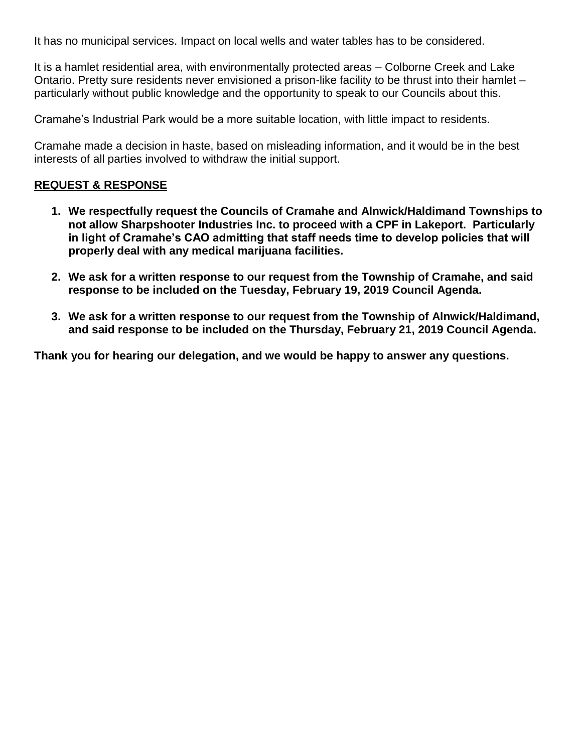It has no municipal services. Impact on local wells and water tables has to be considered.

It is a hamlet residential area, with environmentally protected areas – Colborne Creek and Lake Ontario. Pretty sure residents never envisioned a prison-like facility to be thrust into their hamlet – particularly without public knowledge and the opportunity to speak to our Councils about this.

Cramahe's Industrial Park would be a more suitable location, with little impact to residents.

Cramahe made a decision in haste, based on misleading information, and it would be in the best interests of all parties involved to withdraw the initial support.

**<u>REQUEST & RESPONSE</u>**

1. **We respectfully request the Councils of Cramahe and Alnwick/Haldimand Townships to not allow Sharpshooter Industries Inc. to proceed with a CPF in Lakeport. Particularly in light of Cramahe's CAO admitting that staff needs time to develop policies that will properly deal with any medical marijuana facilities.**

2. **We ask for a written response to our request from the Township of Cramahe, and said response to be included on the Tuesday, February 19, 2019 Council Agenda.**

3. **We ask for a written response to our request from the Township of Alnwick/Haldimand, and said response to be included on the Thursday, February 21, 2019 Council Agenda.**

**Thank you for hearing our delegation, and we would be happy to answer any questions.**